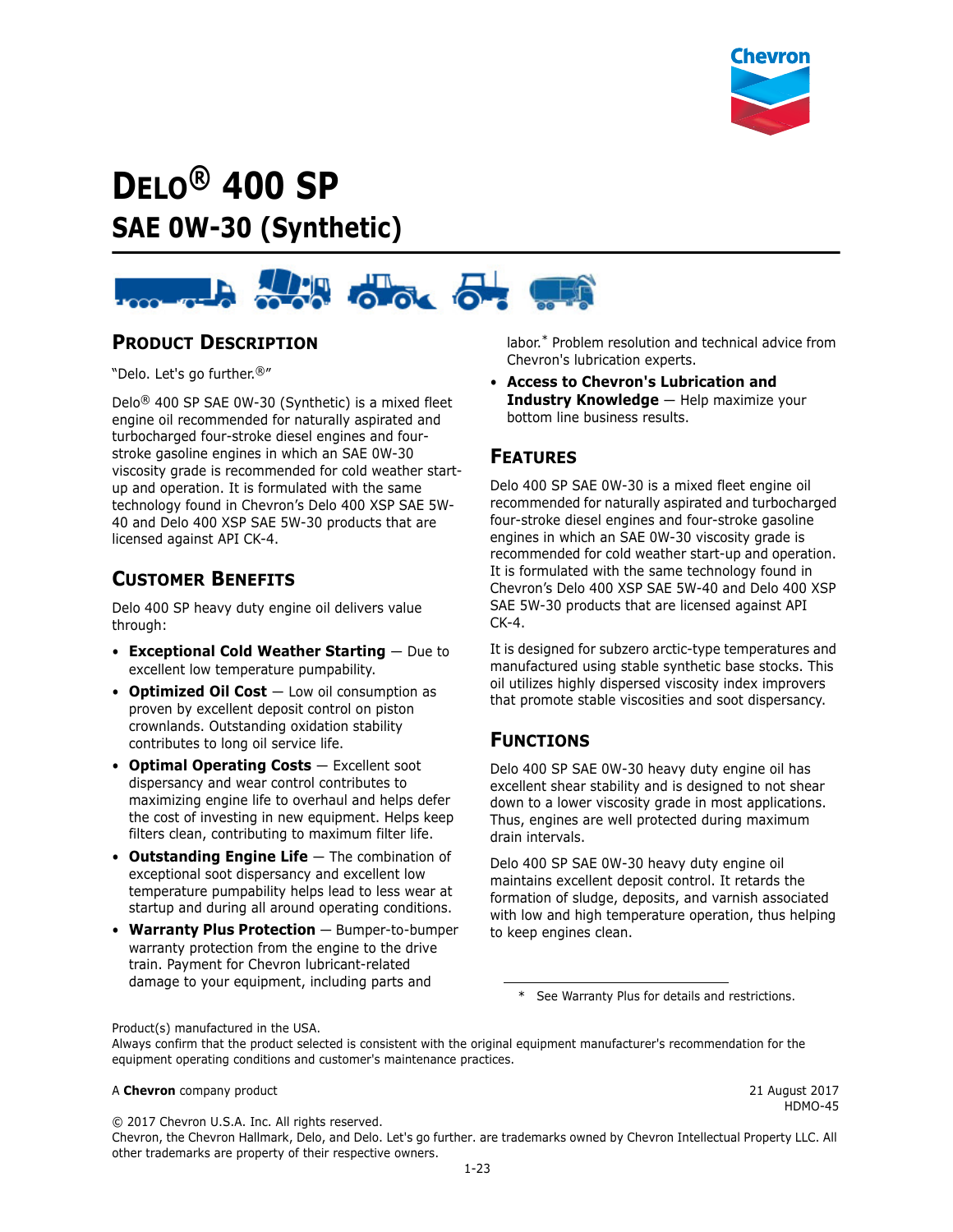# DELO® 400 SP

## SAE 0W-30 (Synthetic)

## PRODUCT DESCRIPTION

"Delo. Let's go further.®"

Delo® 400 SP SAE 0W-30 (Synthetic) is a mixed fleet engine oil recommended for naturally aspirated and turbocharged four-stroke diesel engines and four-stroke gasoline engines in which an SAE 0W-30 viscosity grade is recommended for cold weather start-up and operation. It is formulated with the same technology found in Chevron's Delo 400 XSP SAE 5W-40 and Delo 400 XSP SAE 5W-30 products that are licensed against API CK-4.

## CUSTOMER BENEFITS

Delo 400 SP heavy duty engine oil delivers value through:

- **Exceptional Cold Weather Starting** — Due to excellent low temperature pumpability.
- **Optimized Oil Cost** — Low oil consumption as proven by excellent deposit control on piston crownlands. Outstanding oxidation stability contributes to long oil service life.
- **Optimal Operating Costs** — Excellent soot dispersancy and wear control contributes to maximizing engine life to overhaul and helps defer the cost of investing in new equipment. Helps keep filters clean, contributing to maximum filter life.
- **Outstanding Engine Life** — The combination of exceptional soot dispersancy and excellent low temperature pumpability helps lead to less wear at startup and during all around operating conditions.
- **Warranty Plus Protection** — Bumper-to-bumper warranty protection from the engine to the drive train. Payment for Chevron lubricant-related damage to your equipment, including parts and labor.* Problem resolution and technical advice from Chevron's lubrication experts.
- **Access to Chevron's Lubrication and Industry Knowledge** — Help maximize your bottom line business results.

## FEATURES

Delo 400 SP SAE 0W-30 is a mixed fleet engine oil recommended for naturally aspirated and turbocharged four-stroke diesel engines and four-stroke gasoline engines in which an SAE 0W-30 viscosity grade is recommended for cold weather start-up and operation. It is formulated with the same technology found in Chevron's Delo 400 XSP SAE 5W-40 and Delo 400 XSP SAE 5W-30 products that are licensed against API CK-4.

It is designed for subzero arctic-type temperatures and manufactured using stable synthetic base stocks. This oil utilizes highly dispersed viscosity index improvers that promote stable viscosities and soot dispersancy.

## FUNCTIONS

Delo 400 SP SAE 0W-30 heavy duty engine oil has excellent shear stability and is designed to not shear down to a lower viscosity grade in most applications. Thus, engines are well protected during maximum drain intervals.

Delo 400 SP SAE 0W-30 heavy duty engine oil maintains excellent deposit control. It retards the formation of sludge, deposits, and varnish associated with low and high temperature operation, thus helping to keep engines clean.

\* See Warranty Plus for details and restrictions.

Product(s) manufactured in the USA.
Always confirm that the product selected is consistent with the original equipment manufacturer's recommendation for the equipment operating conditions and customer's maintenance practices.

A **Chevron** company product

21 August 2017
HDMO-45

© 2017 Chevron U.S.A. Inc. All rights reserved.
Chevron, the Chevron Hallmark, Delo, and Delo. Let's go further. are trademarks owned by Chevron Intellectual Property LLC. All other trademarks are property of their respective owners.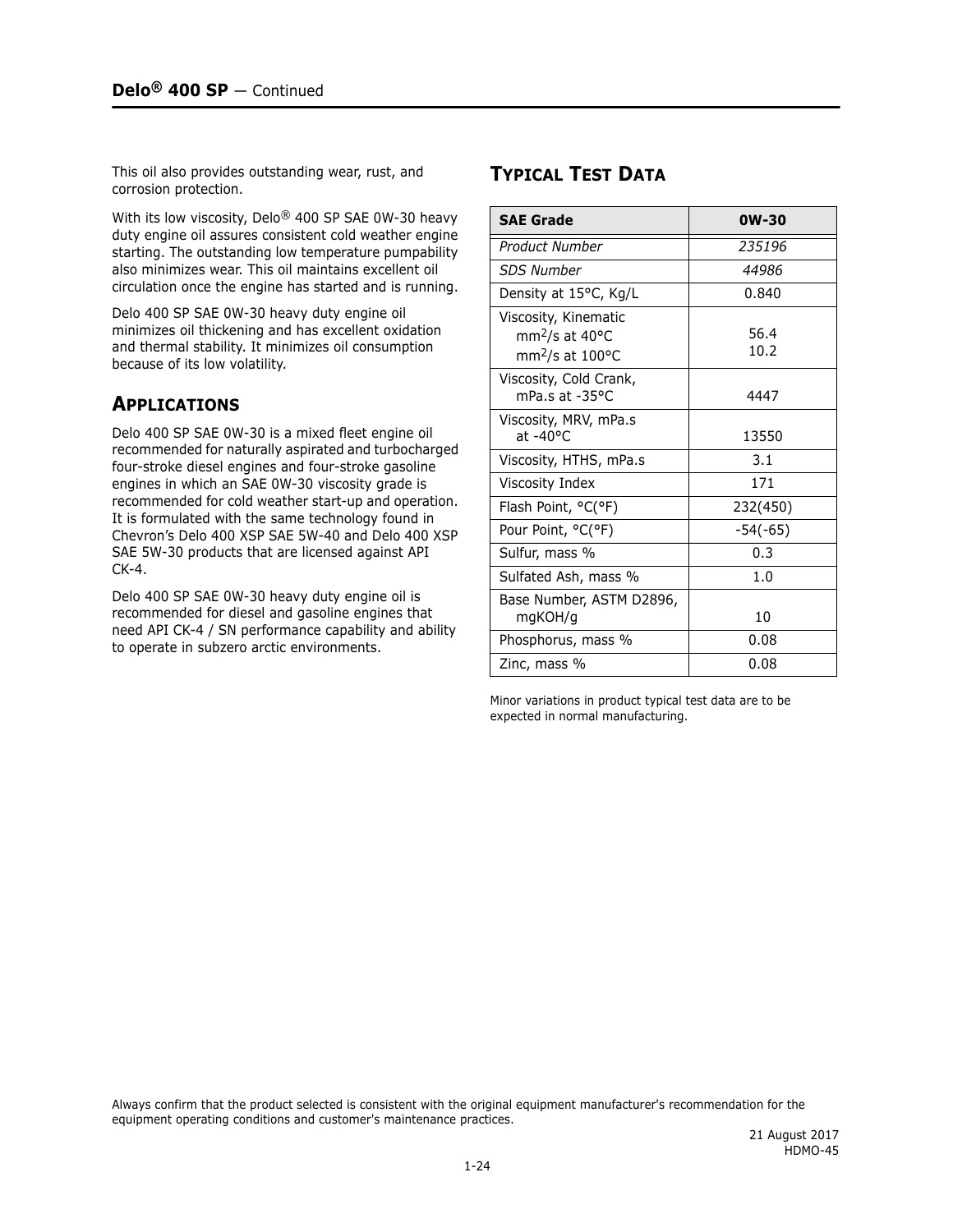This oil also provides outstanding wear, rust, and corrosion protection.

With its low viscosity, Delo® 400 SP SAE 0W-30 heavy duty engine oil assures consistent cold weather engine starting. The outstanding low temperature pumpability also minimizes wear. This oil maintains excellent oil circulation once the engine has started and is running.

Delo 400 SP SAE 0W-30 heavy duty engine oil minimizes oil thickening and has excellent oxidation and thermal stability. It minimizes oil consumption because of its low volatility.

## APPLICATIONS

Delo 400 SP SAE 0W-30 is a mixed fleet engine oil recommended for naturally aspirated and turbocharged four-stroke diesel engines and four-stroke gasoline engines in which an SAE 0W-30 viscosity grade is recommended for cold weather start-up and operation. It is formulated with the same technology found in Chevron's Delo 400 XSP SAE 5W-40 and Delo 400 XSP SAE 5W-30 products that are licensed against API CK-4.

Delo 400 SP SAE 0W-30 heavy duty engine oil is recommended for diesel and gasoline engines that need API CK-4 / SN performance capability and ability to operate in subzero arctic environments.

## TYPICAL TEST DATA

| SAE Grade | 0W-30 |
|---|---|
| *Product Number* | *235196* |
| *SDS Number* | *44986* |
| Density at 15°C, Kg/L | 0.840 |
| Viscosity, Kinematic<br>$mm^2/s$ at 40°C<br>$mm^2/s$ at 100°C | <br>56.4<br>10.2 |
| Viscosity, Cold Crank, mPa.s at -35°C | 4447 |
| Viscosity, MRV, mPa.s at -40°C | 13550 |
| Viscosity, HTHS, mPa.s | 3.1 |
| Viscosity Index | 171 |
| Flash Point, °C(°F) | 232(450) |
| Pour Point, °C(°F) | -54(-65) |
| Sulfur, mass % | 0.3 |
| Sulfated Ash, mass % | 1.0 |
| Base Number, ASTM D2896, mgKOH/g | 10 |
| Phosphorus, mass % | 0.08 |
| Zinc, mass % | 0.08 |

Minor variations in product typical test data are to be expected in normal manufacturing.

Always confirm that the product selected is consistent with the original equipment manufacturer's recommendation for the equipment operating conditions and customer's maintenance practices.

21 August 2017
HDMO-45